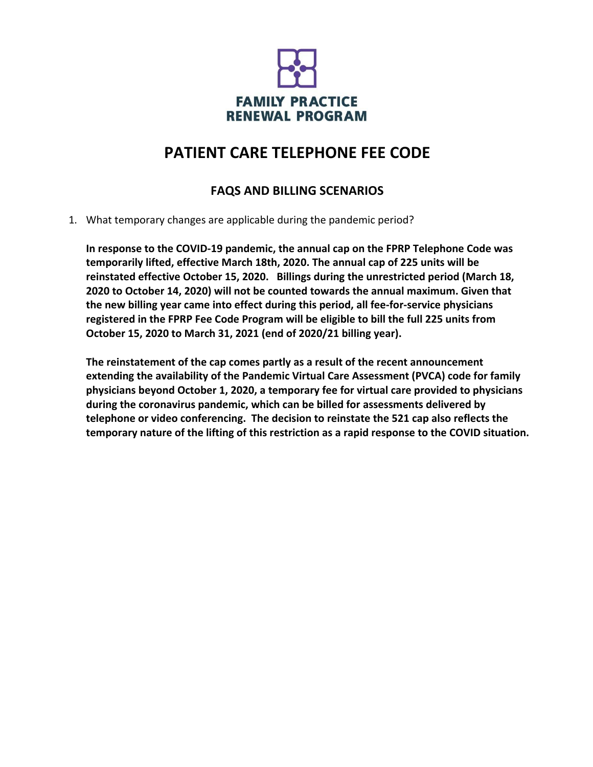FAMILY PRACTICE RENEWAL PROGRAM

# PATIENT CARE TELEPHONE FEE CODE

## FAQS AND BILLING SCENARIOS

1. What temporary changes are applicable during the pandemic period?

   **In response to the COVID-19 pandemic, the annual cap on the FPRP Telephone Code was temporarily lifted, effective March 18th, 2020. The annual cap of 225 units will be reinstated effective October 15, 2020. Billings during the unrestricted period (March 18, 2020 to October 14, 2020) will not be counted towards the annual maximum. Given that the new billing year came into effect during this period, all fee-for-service physicians registered in the FPRP Fee Code Program will be eligible to bill the full 225 units from October 15, 2020 to March 31, 2021 (end of 2020/21 billing year).**

   **The reinstatement of the cap comes partly as a result of the recent announcement extending the availability of the Pandemic Virtual Care Assessment (PVCA) code for family physicians beyond October 1, 2020, a temporary fee for virtual care provided to physicians during the coronavirus pandemic, which can be billed for assessments delivered by telephone or video conferencing. The decision to reinstate the 521 cap also reflects the temporary nature of the lifting of this restriction as a rapid response to the COVID situation.**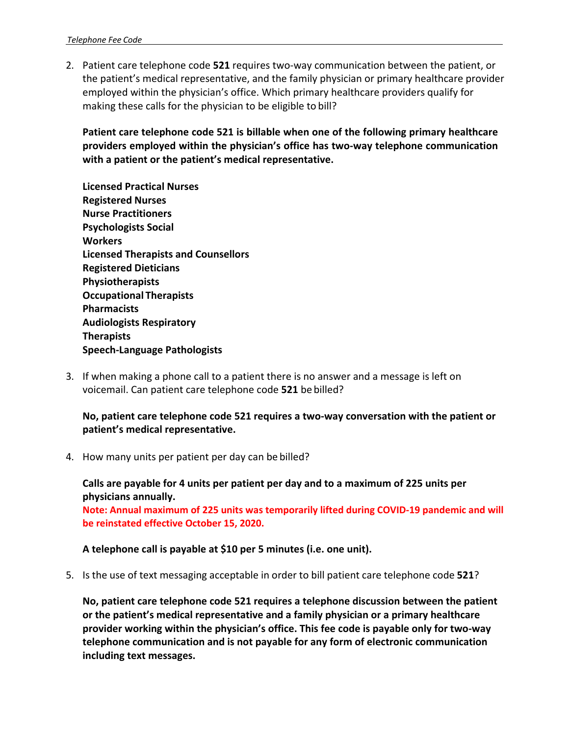2. Patient care telephone code **521** requires two-way communication between the patient, or the patient's medical representative, and the family physician or primary healthcare provider employed within the physician's office. Which primary healthcare providers qualify for making these calls for the physician to be eligible to bill?

   **Patient care telephone code 521 is billable when one of the following primary healthcare providers employed within the physician's office has two-way telephone communication with a patient or the patient's medical representative.**

   **Licensed Practical Nurses**
   **Registered Nurses**
   **Nurse Practitioners**
   **Psychologists Social**
   **Workers**
   **Licensed Therapists and Counsellors**
   **Registered Dieticians**
   **Physiotherapists**
   **Occupational Therapists**
   **Pharmacists**
   **Audiologists Respiratory**
   **Therapists**
   **Speech-Language Pathologists**

3. If when making a phone call to a patient there is no answer and a message is left on voicemail. Can patient care telephone code **521** be billed?

   **No, patient care telephone code 521 requires a two-way conversation with the patient or patient's medical representative.**

4. How many units per patient per day can be billed?

   **Calls are payable for 4 units per patient per day and to a maximum of 225 units per physicians annually.**
   **Note: Annual maximum of 225 units was temporarily lifted during COVID-19 pandemic and will be reinstated effective October 15, 2020.**

   **A telephone call is payable at $10 per 5 minutes (i.e. one unit).**

5. Is the use of text messaging acceptable in order to bill patient care telephone code **521**?

   **No, patient care telephone code 521 requires a telephone discussion between the patient or the patient's medical representative and a family physician or a primary healthcare provider working within the physician's office. This fee code is payable only for two-way telephone communication and is not payable for any form of electronic communication including text messages.**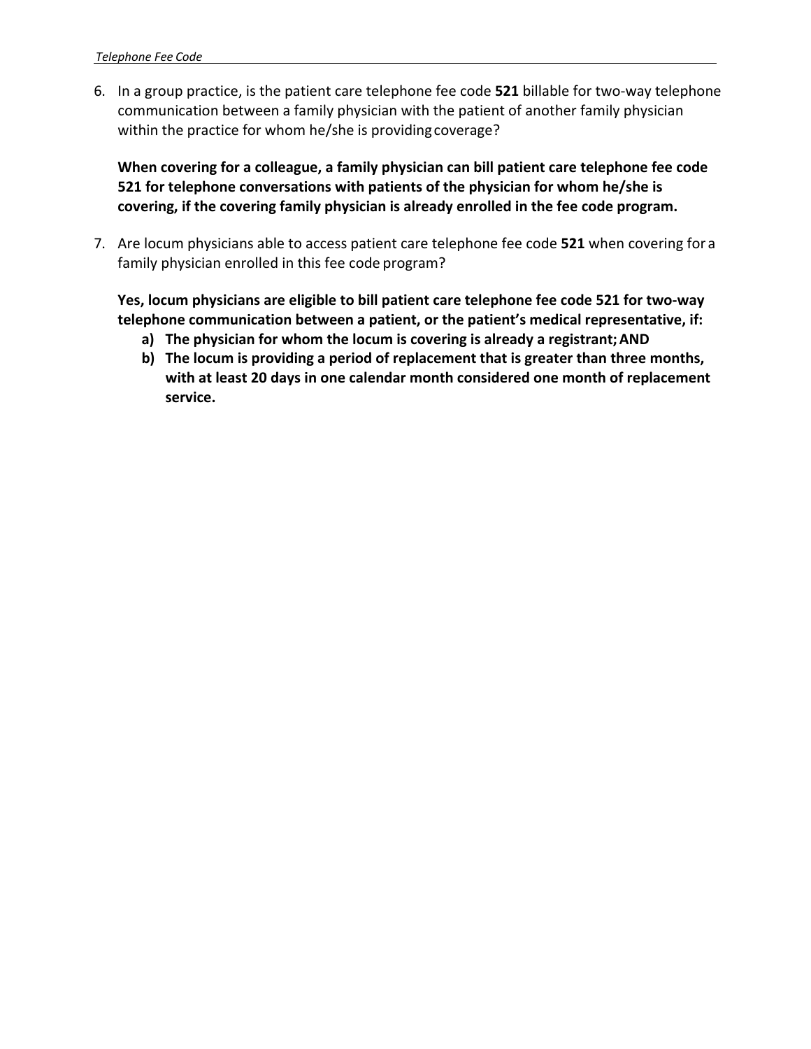6. In a group practice, is the patient care telephone fee code **521** billable for two-way telephone communication between a family physician with the patient of another family physician within the practice for whom he/she is providing coverage?

   **When covering for a colleague, a family physician can bill patient care telephone fee code 521 for telephone conversations with patients of the physician for whom he/she is covering, if the covering family physician is already enrolled in the fee code program.**

7. Are locum physicians able to access patient care telephone fee code **521** when covering for a family physician enrolled in this fee code program?

   **Yes, locum physicians are eligible to bill patient care telephone fee code 521 for two-way telephone communication between a patient, or the patient's medical representative, if:**

   **a) The physician for whom the locum is covering is already a registrant; AND**

   **b) The locum is providing a period of replacement that is greater than three months, with at least 20 days in one calendar month considered one month of replacement service.**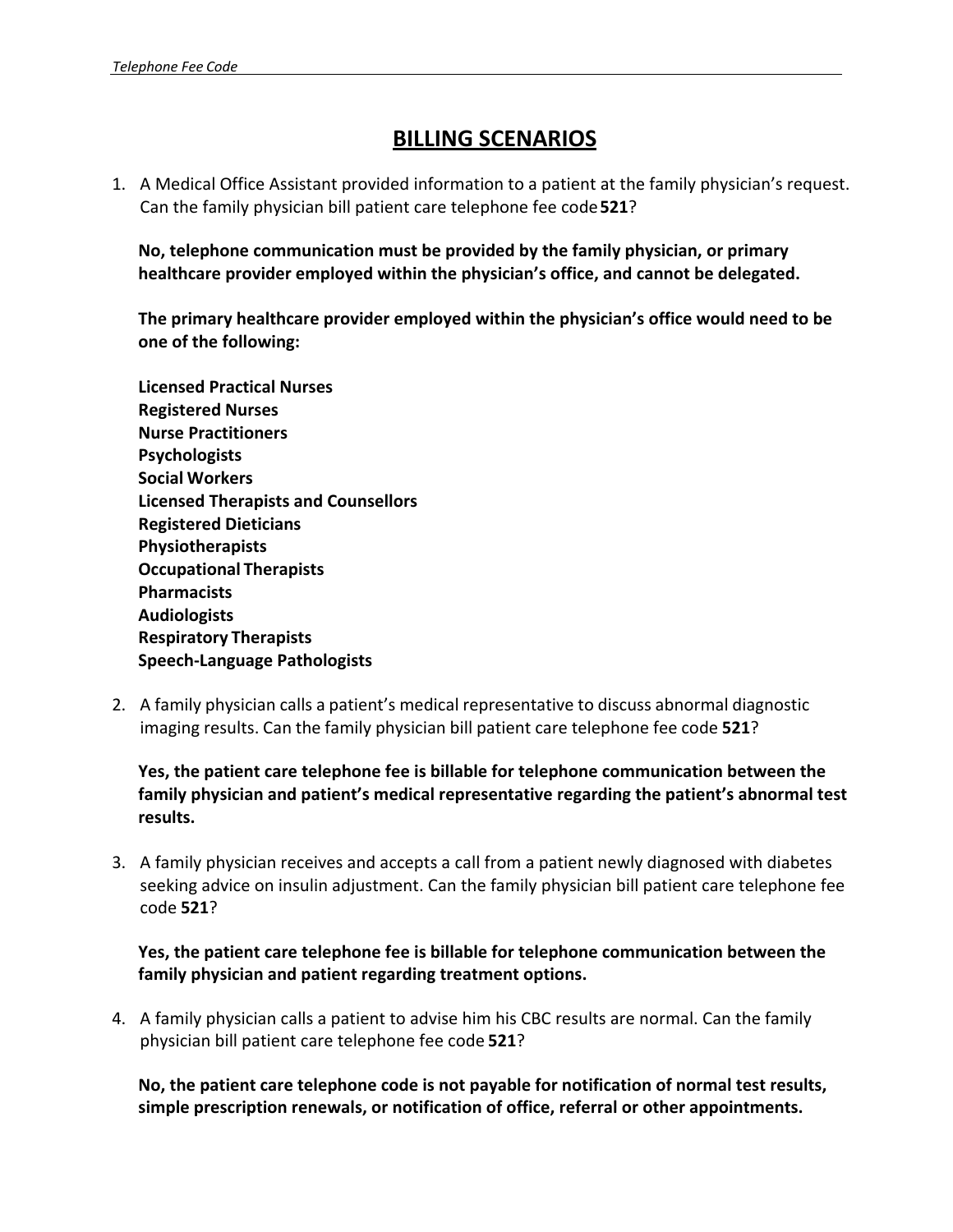# BILLING SCENARIOS

1. A Medical Office Assistant provided information to a patient at the family physician's request. Can the family physician bill patient care telephone fee code **521**?

   **No, telephone communication must be provided by the family physician, or primary healthcare provider employed within the physician's office, and cannot be delegated.**

   **The primary healthcare provider employed within the physician's office would need to be one of the following:**

   **Licensed Practical Nurses**
   **Registered Nurses**
   **Nurse Practitioners**
   **Psychologists**
   **Social Workers**
   **Licensed Therapists and Counsellors**
   **Registered Dieticians**
   **Physiotherapists**
   **Occupational Therapists**
   **Pharmacists**
   **Audiologists**
   **Respiratory Therapists**
   **Speech-Language Pathologists**

2. A family physician calls a patient's medical representative to discuss abnormal diagnostic imaging results. Can the family physician bill patient care telephone fee code **521**?

   **Yes, the patient care telephone fee is billable for telephone communication between the family physician and patient's medical representative regarding the patient's abnormal test results.**

3. A family physician receives and accepts a call from a patient newly diagnosed with diabetes seeking advice on insulin adjustment. Can the family physician bill patient care telephone fee code **521**?

   **Yes, the patient care telephone fee is billable for telephone communication between the family physician and patient regarding treatment options.**

4. A family physician calls a patient to advise him his CBC results are normal. Can the family physician bill patient care telephone fee code **521**?

   **No, the patient care telephone code is not payable for notification of normal test results, simple prescription renewals, or notification of office, referral or other appointments.**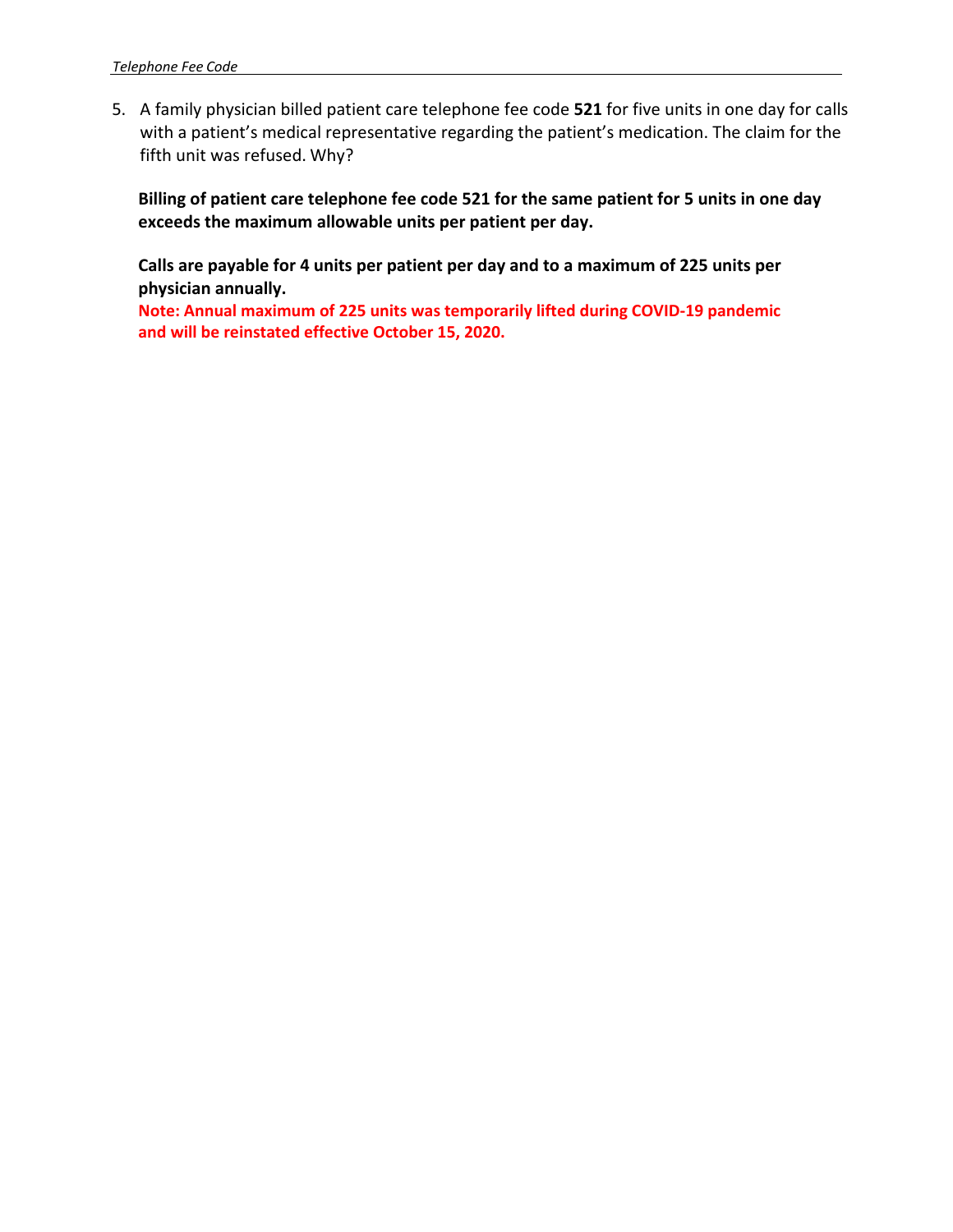5. A family physician billed patient care telephone fee code **521** for five units in one day for calls with a patient's medical representative regarding the patient's medication. The claim for the fifth unit was refused. Why?

   **Billing of patient care telephone fee code 521 for the same patient for 5 units in one day exceeds the maximum allowable units per patient per day.**

   **Calls are payable for 4 units per patient per day and to a maximum of 225 units per physician annually.**
   **Note: Annual maximum of 225 units was temporarily lifted during COVID-19 pandemic and will be reinstated effective October 15, 2020.**